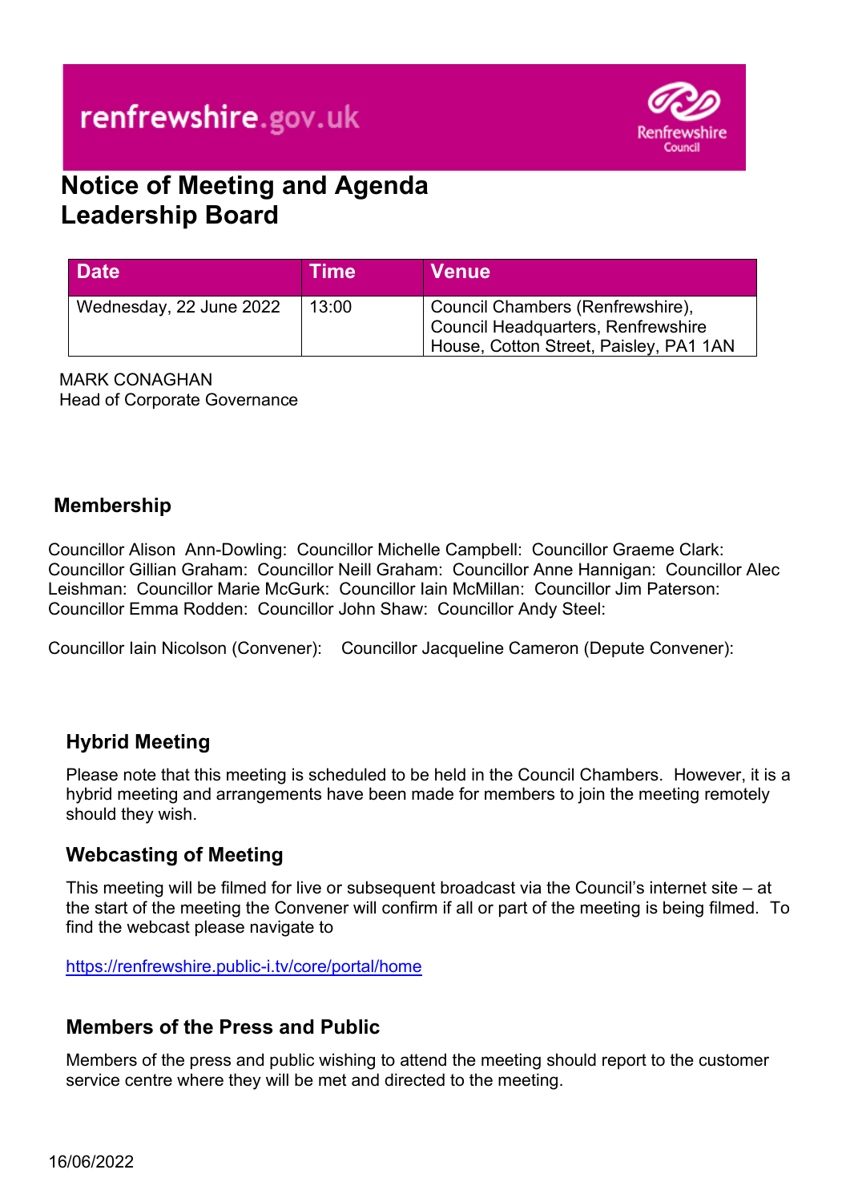renfrewshire.gov.uk

# Notice of Meeting and Agenda
# Leadership Board

| Date | Time | Venue |
| --- | --- | --- |
| Wednesday, 22 June 2022 | 13:00 | Council Chambers (Renfrewshire), Council Headquarters, Renfrewshire House, Cotton Street, Paisley, PA1 1AN |

MARK CONAGHAN
Head of Corporate Governance

## Membership

Councillor Alison Ann-Dowling: Councillor Michelle Campbell: Councillor Graeme Clark: Councillor Gillian Graham: Councillor Neill Graham: Councillor Anne Hannigan: Councillor Alec Leishman: Councillor Marie McGurk: Councillor Iain McMillan: Councillor Jim Paterson: Councillor Emma Rodden: Councillor John Shaw: Councillor Andy Steel:

Councillor Iain Nicolson (Convener): Councillor Jacqueline Cameron (Depute Convener):

### Hybrid Meeting

Please note that this meeting is scheduled to be held in the Council Chambers. However, it is a hybrid meeting and arrangements have been made for members to join the meeting remotely should they wish.

### Webcasting of Meeting

This meeting will be filmed for live or subsequent broadcast via the Council's internet site – at the start of the meeting the Convener will confirm if all or part of the meeting is being filmed. To find the webcast please navigate to

https://renfrewshire.public-i.tv/core/portal/home

### Members of the Press and Public

Members of the press and public wishing to attend the meeting should report to the customer service centre where they will be met and directed to the meeting.

16/06/2022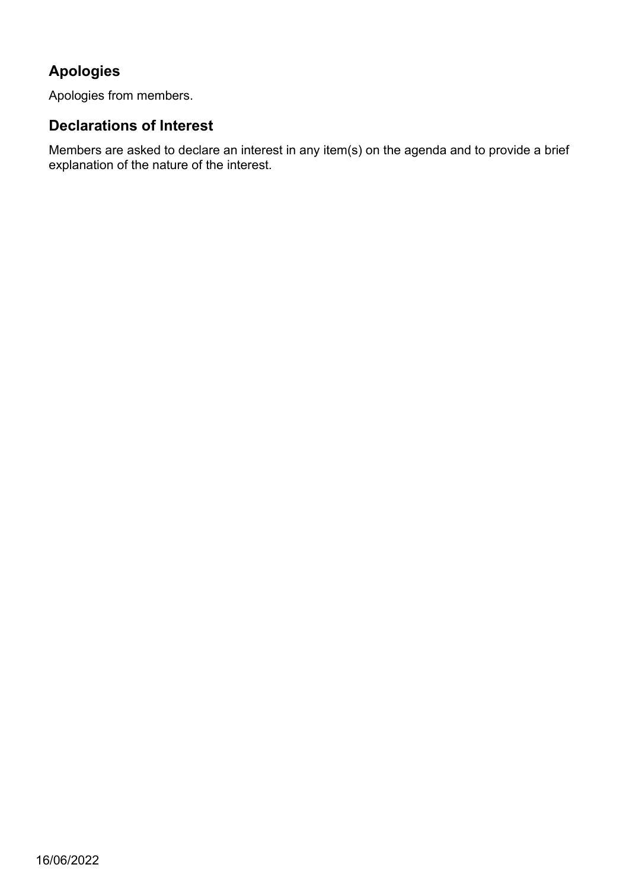## Apologies

Apologies from members.

## Declarations of Interest

Members are asked to declare an interest in any item(s) on the agenda and to provide a brief explanation of the nature of the interest.

16/06/2022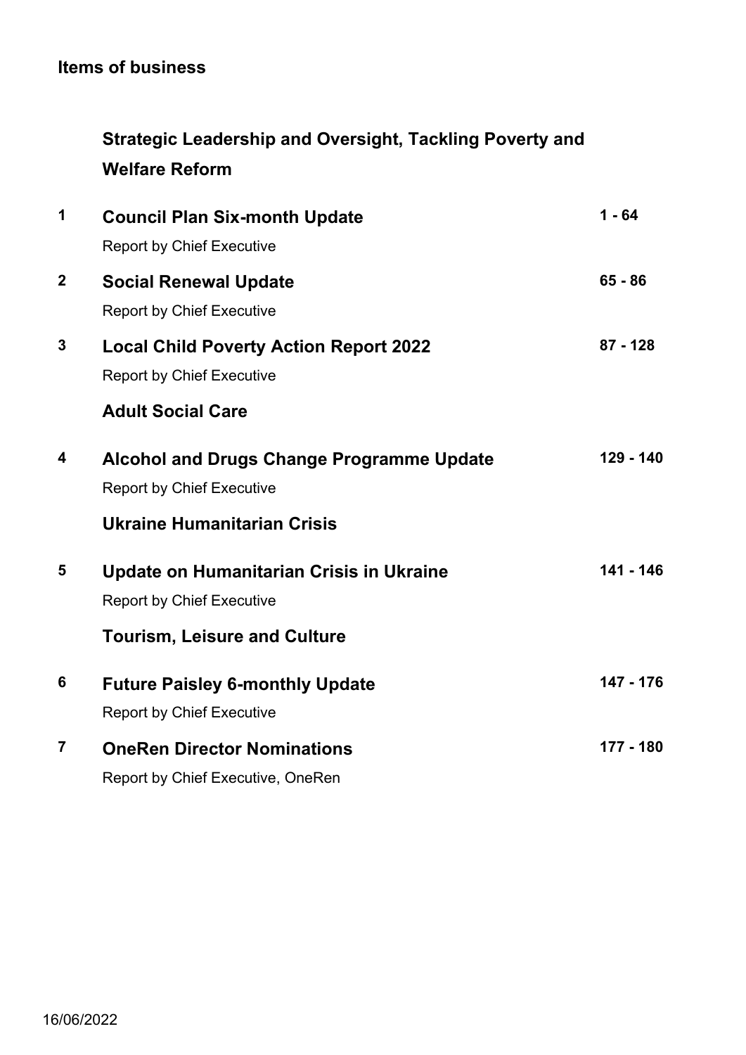## Items of business

### Strategic Leadership and Oversight, Tackling Poverty and Welfare Reform

| | | |
|---|---|---|
| 1 | **Council Plan Six-month Update**<br>Report by Chief Executive | 1 - 64 |
| 2 | **Social Renewal Update**<br>Report by Chief Executive | 65 - 86 |
| 3 | **Local Child Poverty Action Report 2022**<br>Report by Chief Executive | 87 - 128 |

### Adult Social Care

| | | |
|---|---|---|
| 4 | **Alcohol and Drugs Change Programme Update**<br>Report by Chief Executive | 129 - 140 |

### Ukraine Humanitarian Crisis

| | | |
|---|---|---|
| 5 | **Update on Humanitarian Crisis in Ukraine**<br>Report by Chief Executive | 141 - 146 |

### Tourism, Leisure and Culture

| | | |
|---|---|---|
| 6 | **Future Paisley 6-monthly Update**<br>Report by Chief Executive | 147 - 176 |
| 7 | **OneRen Director Nominations**<br>Report by Chief Executive, OneRen | 177 - 180 |

16/06/2022